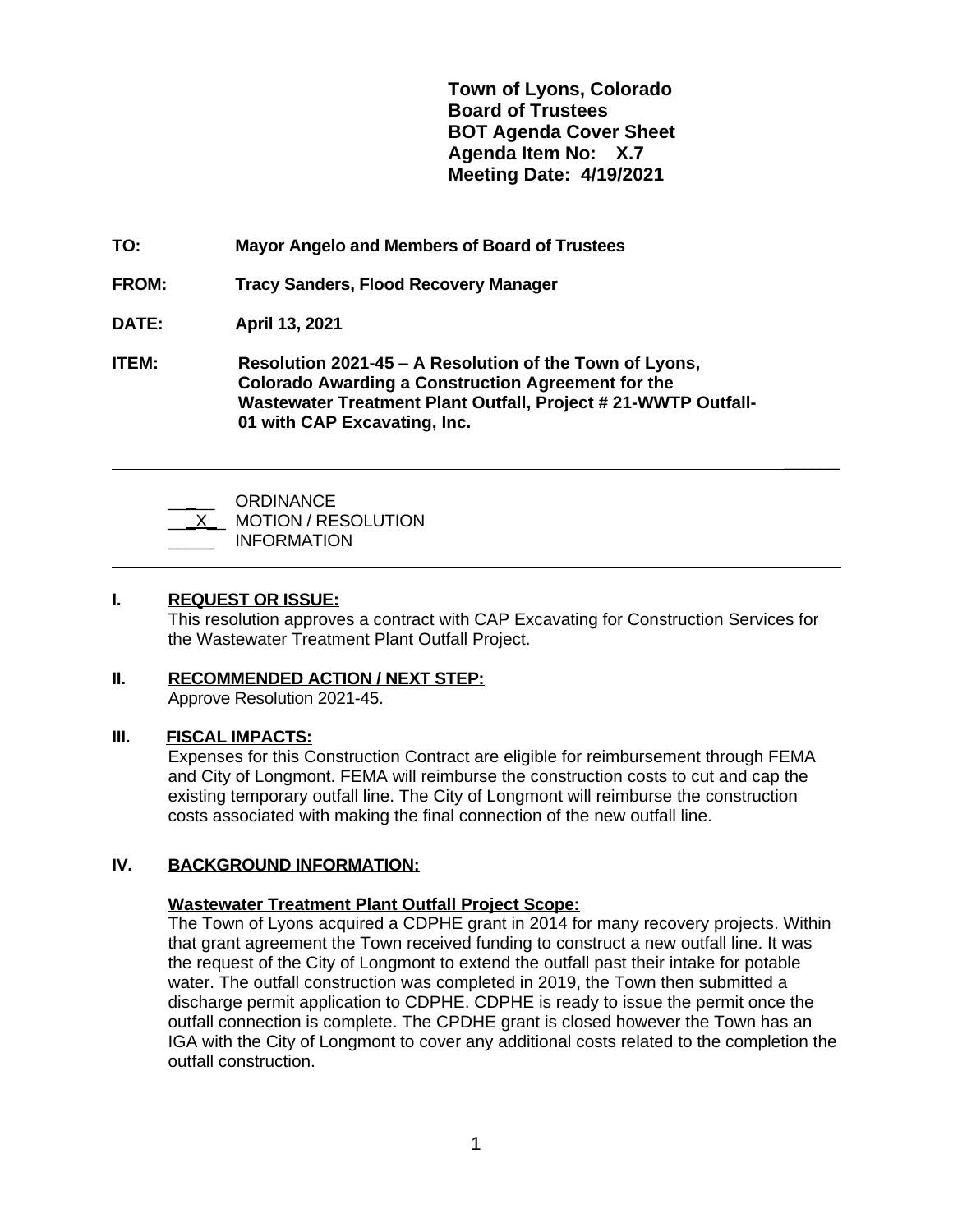**Town of Lyons, Colorado**
**Board of Trustees**
**BOT Agenda Cover Sheet**
**Agenda Item No: X.7**
**Meeting Date: 4/19/2021**

**TO:** **Mayor Angelo and Members of Board of Trustees**

**FROM:** **Tracy Sanders, Flood Recovery Manager**

**DATE:** **April 13, 2021**

**ITEM:** **Resolution 2021-45 – A Resolution of the Town of Lyons, Colorado Awarding a Construction Agreement for the Wastewater Treatment Plant Outfall, Project # 21-WWTP Outfall-01 with CAP Excavating, Inc.**

---

\_\_\_\_\_ ORDINANCE
\_\_X\_\_ MOTION / RESOLUTION
\_\_\_\_\_ INFORMATION

---

## I. REQUEST OR ISSUE:

This resolution approves a contract with CAP Excavating for Construction Services for the Wastewater Treatment Plant Outfall Project.

## II. RECOMMENDED ACTION / NEXT STEP:

Approve Resolution 2021-45.

## III. FISCAL IMPACTS:

Expenses for this Construction Contract are eligible for reimbursement through FEMA and City of Longmont. FEMA will reimburse the construction costs to cut and cap the existing temporary outfall line. The City of Longmont will reimburse the construction costs associated with making the final connection of the new outfall line.

## IV. BACKGROUND INFORMATION:

**Wastewater Treatment Plant Outfall Project Scope:**

The Town of Lyons acquired a CDPHE grant in 2014 for many recovery projects. Within that grant agreement the Town received funding to construct a new outfall line. It was the request of the City of Longmont to extend the outfall past their intake for potable water. The outfall construction was completed in 2019, the Town then submitted a discharge permit application to CDPHE. CDPHE is ready to issue the permit once the outfall connection is complete. The CPDHE grant is closed however the Town has an IGA with the City of Longmont to cover any additional costs related to the completion the outfall construction.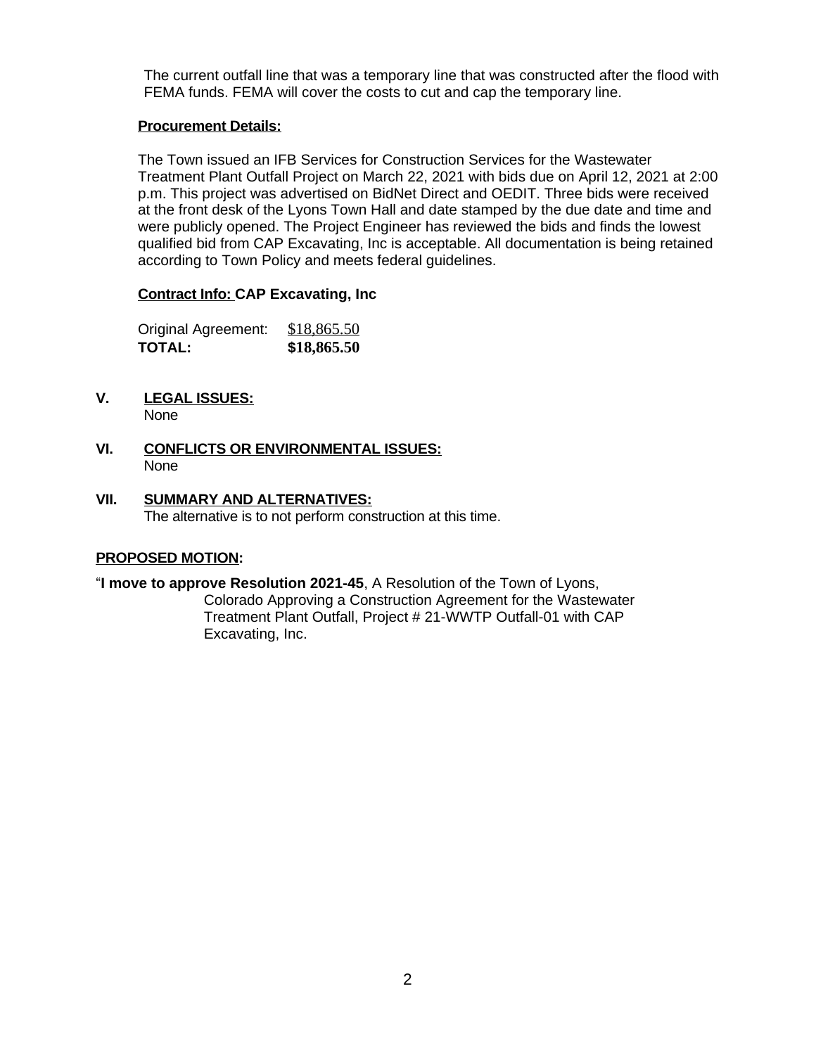The current outfall line that was a temporary line that was constructed after the flood with FEMA funds. FEMA will cover the costs to cut and cap the temporary line.

**Procurement Details:**

The Town issued an IFB Services for Construction Services for the Wastewater Treatment Plant Outfall Project on March 22, 2021 with bids due on April 12, 2021 at 2:00 p.m. This project was advertised on BidNet Direct and OEDIT. Three bids were received at the front desk of the Lyons Town Hall and date stamped by the due date and time and were publicly opened. The Project Engineer has reviewed the bids and finds the lowest qualified bid from CAP Excavating, Inc is acceptable. All documentation is being retained according to Town Policy and meets federal guidelines.

**Contract Info: CAP Excavating, Inc**

| | |
|---|---|
| Original Agreement: | $18,865.50 |
| **TOTAL:** | **$18,865.50** |

**V. LEGAL ISSUES:**
None

**VI. CONFLICTS OR ENVIRONMENTAL ISSUES:**
None

**VII. SUMMARY AND ALTERNATIVES:**
The alternative is to not perform construction at this time.

**PROPOSED MOTION:**

"**I move to approve Resolution 2021-45**, A Resolution of the Town of Lyons, Colorado Approving a Construction Agreement for the Wastewater Treatment Plant Outfall, Project # 21-WWTP Outfall-01 with CAP Excavating, Inc.